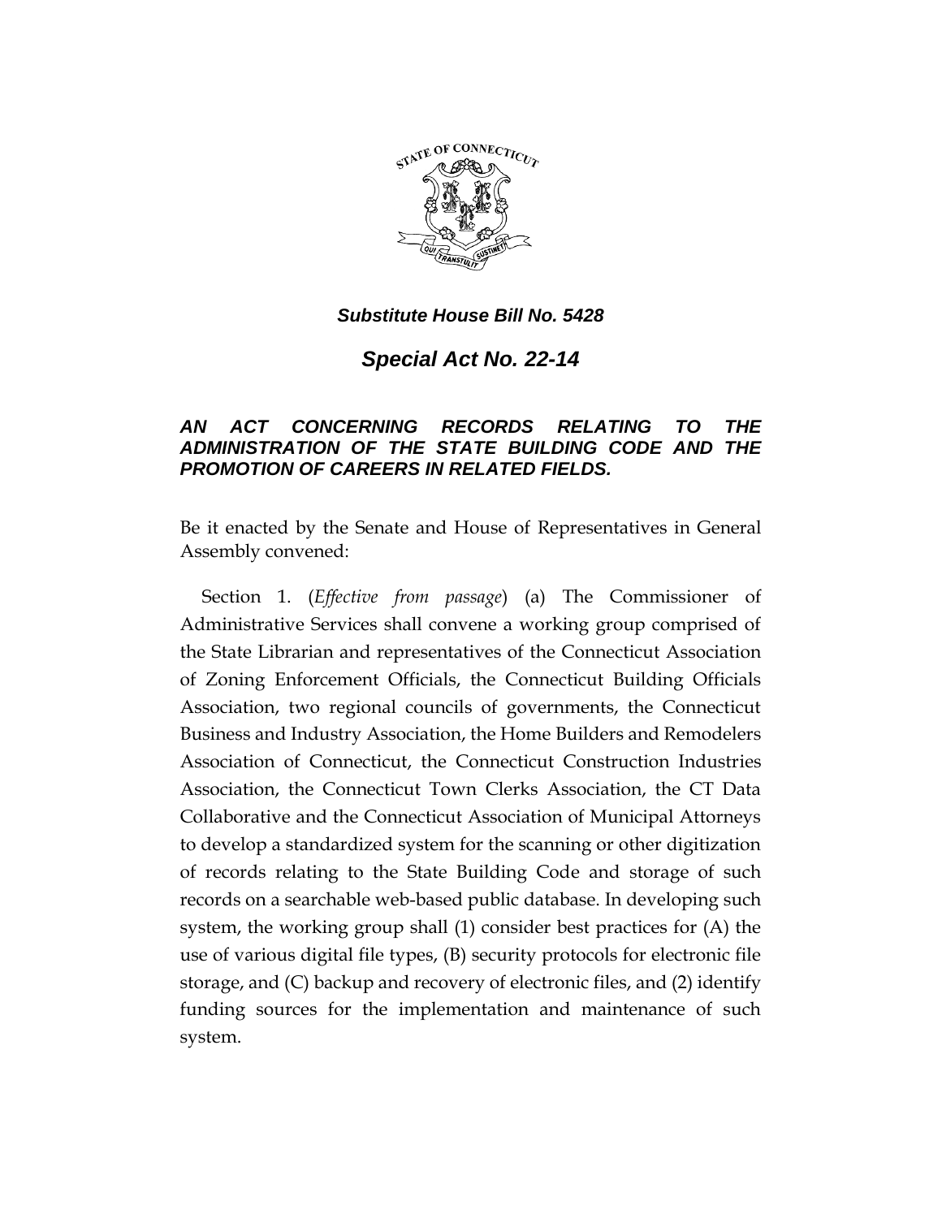***Substitute House Bill No. 5428***

## ***Special Act No. 22-14***

### ***AN ACT CONCERNING RECORDS RELATING TO THE ADMINISTRATION OF THE STATE BUILDING CODE AND THE PROMOTION OF CAREERS IN RELATED FIELDS.***

Be it enacted by the Senate and House of Representatives in General Assembly convened:

Section 1. (*Effective from passage*) (a) The Commissioner of Administrative Services shall convene a working group comprised of the State Librarian and representatives of the Connecticut Association of Zoning Enforcement Officials, the Connecticut Building Officials Association, two regional councils of governments, the Connecticut Business and Industry Association, the Home Builders and Remodelers Association of Connecticut, the Connecticut Construction Industries Association, the Connecticut Town Clerks Association, the CT Data Collaborative and the Connecticut Association of Municipal Attorneys to develop a standardized system for the scanning or other digitization of records relating to the State Building Code and storage of such records on a searchable web-based public database. In developing such system, the working group shall (1) consider best practices for (A) the use of various digital file types, (B) security protocols for electronic file storage, and (C) backup and recovery of electronic files, and (2) identify funding sources for the implementation and maintenance of such system.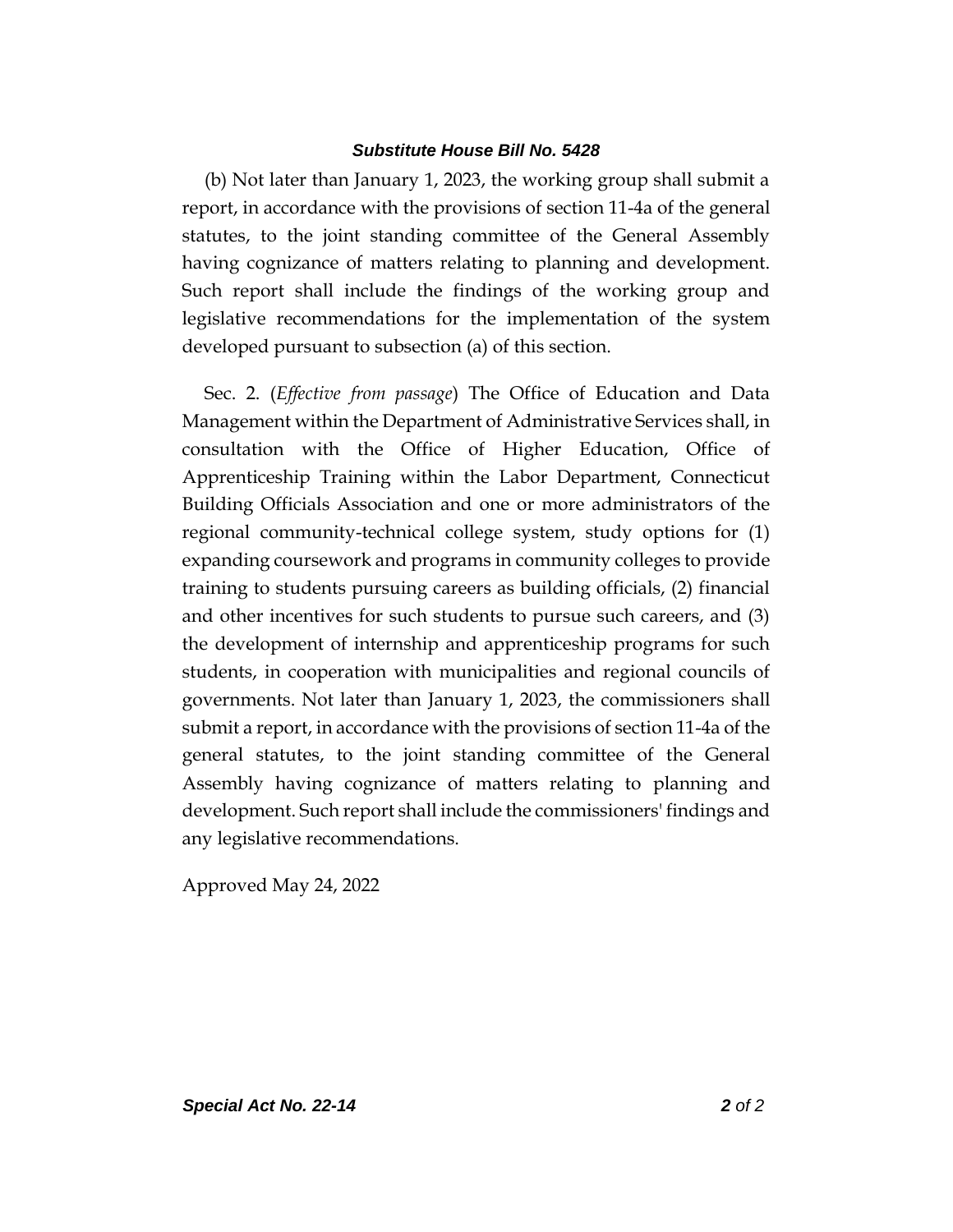(b) Not later than January 1, 2023, the working group shall submit a report, in accordance with the provisions of section 11-4a of the general statutes, to the joint standing committee of the General Assembly having cognizance of matters relating to planning and development. Such report shall include the findings of the working group and legislative recommendations for the implementation of the system developed pursuant to subsection (a) of this section.

Sec. 2. (*Effective from passage*) The Office of Education and Data Management within the Department of Administrative Services shall, in consultation with the Office of Higher Education, Office of Apprenticeship Training within the Labor Department, Connecticut Building Officials Association and one or more administrators of the regional community-technical college system, study options for (1) expanding coursework and programs in community colleges to provide training to students pursuing careers as building officials, (2) financial and other incentives for such students to pursue such careers, and (3) the development of internship and apprenticeship programs for such students, in cooperation with municipalities and regional councils of governments. Not later than January 1, 2023, the commissioners shall submit a report, in accordance with the provisions of section 11-4a of the general statutes, to the joint standing committee of the General Assembly having cognizance of matters relating to planning and development. Such report shall include the commissioners' findings and any legislative recommendations.

Approved May 24, 2022